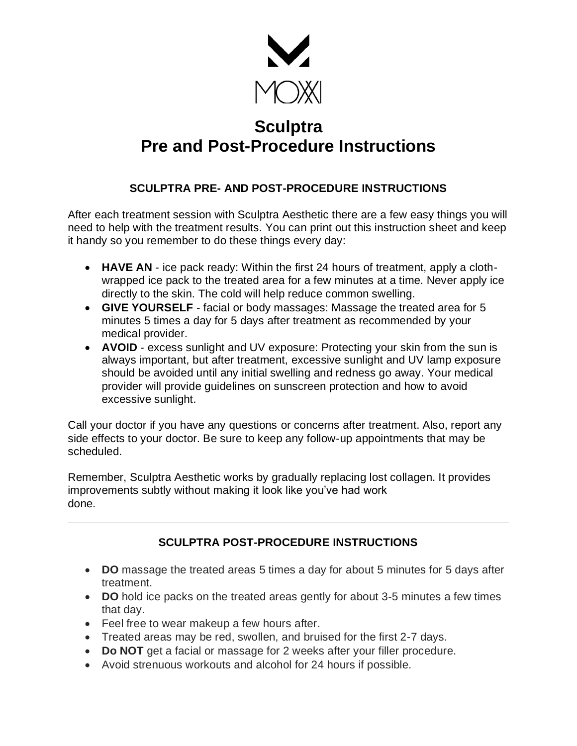MOXXI

# Sculptra
# Pre and Post-Procedure Instructions

## SCULPTRA PRE- AND POST-PROCEDURE INSTRUCTIONS

After each treatment session with Sculptra Aesthetic there are a few easy things you will need to help with the treatment results. You can print out this instruction sheet and keep it handy so you remember to do these things every day:

- **HAVE AN** - ice pack ready: Within the first 24 hours of treatment, apply a cloth-wrapped ice pack to the treated area for a few minutes at a time. Never apply ice directly to the skin. The cold will help reduce common swelling.
- **GIVE YOURSELF** - facial or body massages: Massage the treated area for 5 minutes 5 times a day for 5 days after treatment as recommended by your medical provider.
- **AVOID** - excess sunlight and UV exposure: Protecting your skin from the sun is always important, but after treatment, excessive sunlight and UV lamp exposure should be avoided until any initial swelling and redness go away. Your medical provider will provide guidelines on sunscreen protection and how to avoid excessive sunlight.

Call your doctor if you have any questions or concerns after treatment. Also, report any side effects to your doctor. Be sure to keep any follow-up appointments that may be scheduled.

Remember, Sculptra Aesthetic works by gradually replacing lost collagen. It provides improvements subtly without making it look like you've had work done.

---

## SCULPTRA POST-PROCEDURE INSTRUCTIONS

- **DO** massage the treated areas 5 times a day for about 5 minutes for 5 days after treatment.
- **DO** hold ice packs on the treated areas gently for about 3-5 minutes a few times that day.
- Feel free to wear makeup a few hours after.
- Treated areas may be red, swollen, and bruised for the first 2-7 days.
- **Do NOT** get a facial or massage for 2 weeks after your filler procedure.
- Avoid strenuous workouts and alcohol for 24 hours if possible.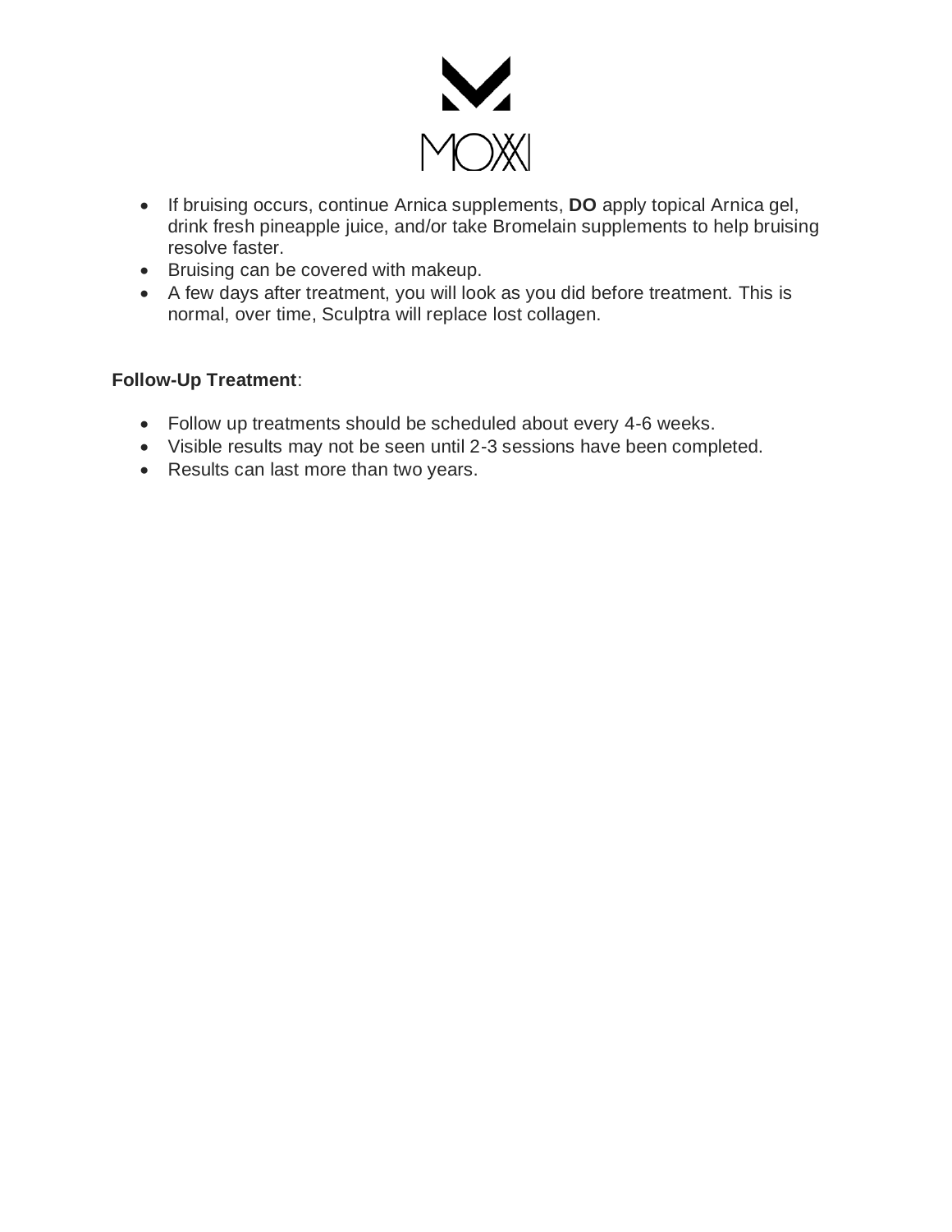- If bruising occurs, continue Arnica supplements, **DO** apply topical Arnica gel, drink fresh pineapple juice, and/or take Bromelain supplements to help bruising resolve faster.
- Bruising can be covered with makeup.
- A few days after treatment, you will look as you did before treatment. This is normal, over time, Sculptra will replace lost collagen.

**Follow-Up Treatment**:

- Follow up treatments should be scheduled about every 4-6 weeks.
- Visible results may not be seen until 2-3 sessions have been completed.
- Results can last more than two years.